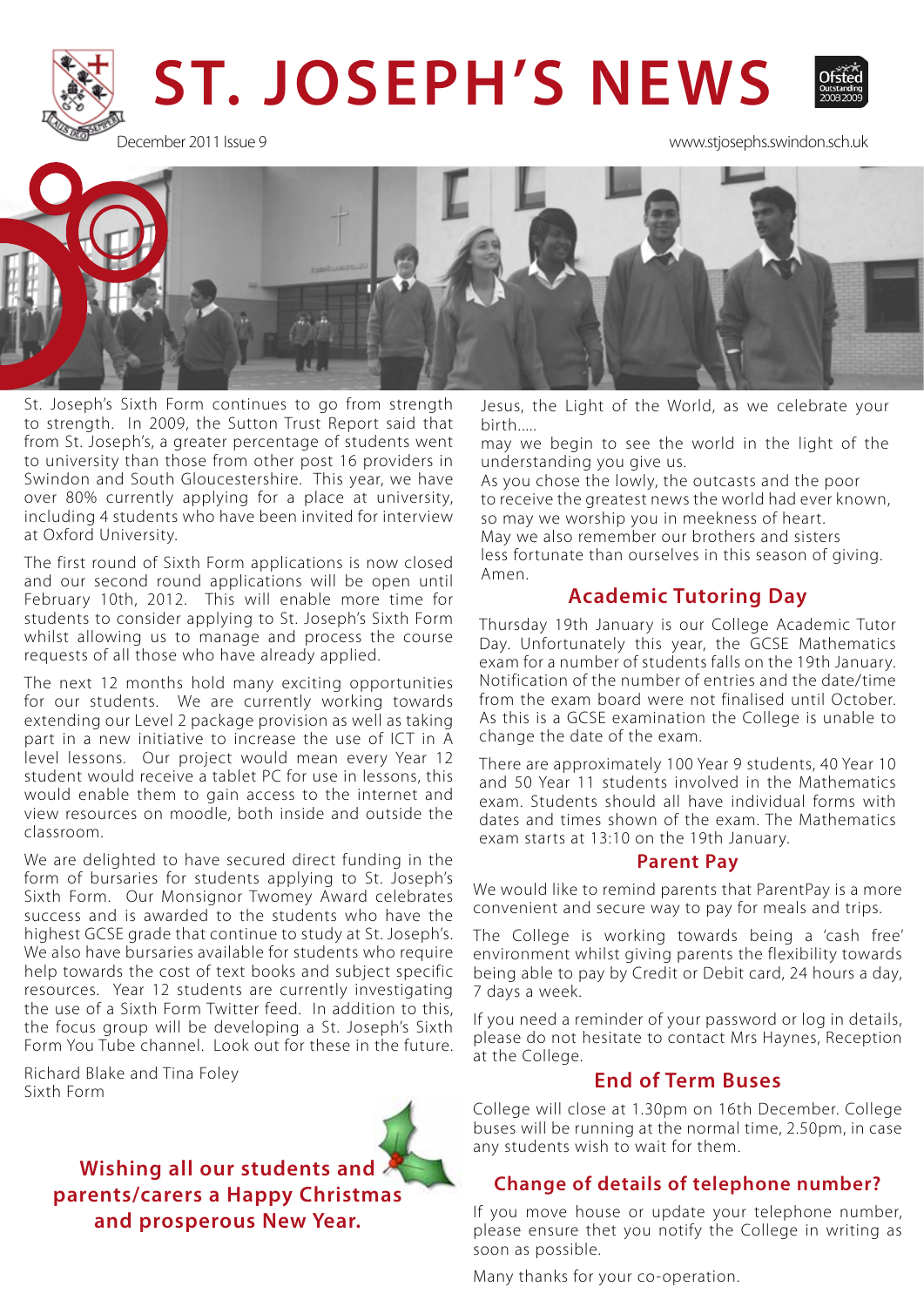# ST. JOSEPH'S NEWS

December 2011 Issue 9

www.stjosephs.swindon.sch.uk

St. Joseph's Sixth Form continues to go from strength to strength. In 2009, the Sutton Trust Report said that from St. Joseph's, a greater percentage of students went to university than those from other post 16 providers in Swindon and South Gloucestershire. This year, we have over 80% currently applying for a place at university, including 4 students who have been invited for interview at Oxford University.

The first round of Sixth Form applications is now closed and our second round applications will be open until February 10th, 2012. This will enable more time for students to consider applying to St. Joseph's Sixth Form whilst allowing us to manage and process the course requests of all those who have already applied.

The next 12 months hold many exciting opportunities for our students. We are currently working towards extending our Level 2 package provision as well as taking part in a new initiative to increase the use of ICT in A level lessons. Our project would mean every Year 12 student would receive a tablet PC for use in lessons, this would enable them to gain access to the internet and view resources on moodle, both inside and outside the classroom.

We are delighted to have secured direct funding in the form of bursaries for students applying to St. Joseph's Sixth Form. Our Monsignor Twomey Award celebrates success and is awarded to the students who have the highest GCSE grade that continue to study at St. Joseph's. We also have bursaries available for students who require help towards the cost of text books and subject specific resources. Year 12 students are currently investigating the use of a Sixth Form Twitter feed. In addition to this, the focus group will be developing a St. Joseph's Sixth Form You Tube channel. Look out for these in the future.

Richard Blake and Tina Foley
Sixth Form

**Wishing all our students and parents/carers a Happy Christmas and prosperous New Year.**

Jesus, the Light of the World, as we celebrate your birth.....
may we begin to see the world in the light of the understanding you give us.
As you chose the lowly, the outcasts and the poor
to receive the greatest news the world had ever known,
so may we worship you in meekness of heart.
May we also remember our brothers and sisters
less fortunate than ourselves in this season of giving.
Amen.

## Academic Tutoring Day

Thursday 19th January is our College Academic Tutor Day. Unfortunately this year, the GCSE Mathematics exam for a number of students falls on the 19th January. Notification of the number of entries and the date/time from the exam board were not finalised until October. As this is a GCSE examination the College is unable to change the date of the exam.

There are approximately 100 Year 9 students, 40 Year 10 and 50 Year 11 students involved in the Mathematics exam. Students should all have individual forms with dates and times shown of the exam. The Mathematics exam starts at 13:10 on the 19th January.

## Parent Pay

We would like to remind parents that ParentPay is a more convenient and secure way to pay for meals and trips.

The College is working towards being a 'cash free' environment whilst giving parents the flexibility towards being able to pay by Credit or Debit card, 24 hours a day, 7 days a week.

If you need a reminder of your password or log in details, please do not hesitate to contact Mrs Haynes, Reception at the College.

## End of Term Buses

College will close at 1.30pm on 16th December. College buses will be running at the normal time, 2.50pm, in case any students wish to wait for them.

## Change of details of telephone number?

If you move house or update your telephone number, please ensure thet you notify the College in writing as soon as possible.

Many thanks for your co-operation.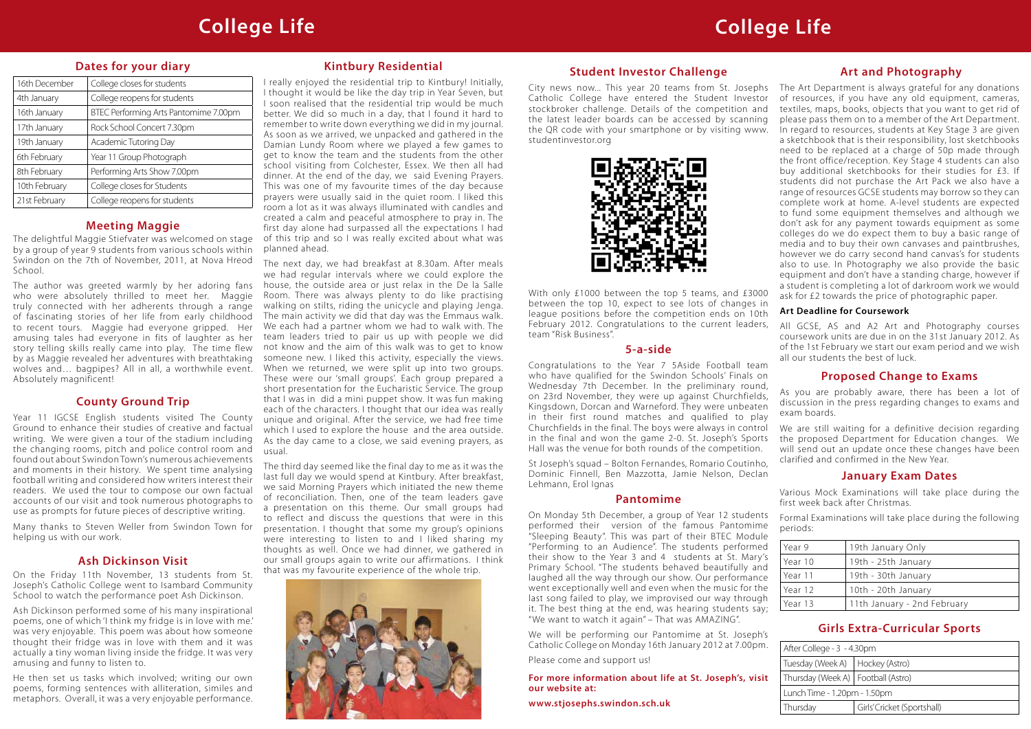# College Life

## Dates for your diary

| | |
|---|---|
| 16th December | College closes for students |
| 4th January | College reopens for students |
| 16th January | BTEC Performing Arts Pantomime 7.00pm |
| 17th January | Rock School Concert 7.30pm |
| 19th January | Academic Tutoring Day |
| 6th February | Year 11 Group Photograph |
| 8th February | Performing Arts Show 7.00pm |
| 10th February | College closes for Students |
| 21st February | College reopens for students |

## Meeting Maggie

The delightful Maggie Stiefvater was welcomed on stage by a group of year 9 students from various schools within Swindon on the 7th of November, 2011, at Nova Hreod School.

The author was greeted warmly by her adoring fans who were absolutely thrilled to meet her. Maggie truly connected with her adherents through a range of fascinating stories of her life from early childhood to recent tours. Maggie had everyone gripped. Her amusing tales had everyone in fits of laughter as her story telling skills really came into play. The time flew by as Maggie revealed her adventures with breathtaking wolves and… bagpipes? All in all, a worthwhile event. Absolutely magnificent!

## County Ground Trip

Year 11 IGCSE English students visited The County Ground to enhance their studies of creative and factual writing. We were given a tour of the stadium including the changing rooms, pitch and police control room and found out about Swindon Town's numerous achievements and moments in their history. We spent time analysing football writing and considered how writers interest their readers. We used the tour to compose our own factual accounts of our visit and took numerous photographs to use as prompts for future pieces of descriptive writing.

Many thanks to Steven Weller from Swindon Town for helping us with our work.

## Ash Dickinson Visit

On the Friday 11th November, 13 students from St. Joseph's Catholic College went to Isambard Community School to watch the performance poet Ash Dickinson.

Ash Dickinson performed some of his many inspirational poems, one of which 'I think my fridge is in love with me.' was very enjoyable. This poem was about how someone thought their fridge was in love with them and it was actually a tiny woman living inside the fridge. It was very amusing and funny to listen to.

He then set us tasks which involved; writing our own poems, forming sentences with alliteration, similes and metaphors. Overall, it was a very enjoyable performance.

## Kintbury Residential

I really enjoyed the residential trip to Kintbury! Initially, I thought it would be like the day trip in Year Seven, but I soon realised that the residential trip would be much better. We did so much in a day, that I found it hard to remember to write down everything we did in my journal. As soon as we arrived, we unpacked and gathered in the Damian Lundy Room where we played a few games to get to know the team and the students from the other school visiting from Colchester, Essex. We then all had dinner. At the end of the day, we said Evening Prayers. This was one of my favourite times of the day because prayers were usually said in the quiet room. I liked this room a lot as it was always illuminated with candles and created a calm and peaceful atmosphere to pray in. The first day alone had surpassed all the expectations I had of this trip and so I was really excited about what was planned ahead.

The next day, we had breakfast at 8.30am. After meals we had regular intervals where we could explore the house, the outside area or just relax in the De la Salle Room. There was always plenty to do like practising walking on stilts, riding the unicycle and playing Jenga. The main activity we did that day was the Emmaus walk. We each had a partner whom we had to walk with. The team leaders tried to pair us up with people we did not know and the aim of this walk was to get to know someone new. I liked this activity, especially the views. When we returned, we were split up into two groups. These were our 'small groups'. Each group prepared a short presentation for the Eucharistic Service. The group that I was in did a mini puppet show. It was fun making each of the characters. I thought that our idea was really unique and original. After the service, we had free time which I used to explore the house and the area outside. As the day came to a close, we said evening prayers, as usual.

The third day seemed like the final day to me as it was the last full day we would spend at Kintbury. After breakfast, we said Morning Prayers which initiated the new theme of reconciliation. Then, one of the team leaders gave a presentation on this theme. Our small groups had to reflect and discuss the questions that were in this presentation. I thought that some my group's opinions were interesting to listen to and I liked sharing my thoughts as well. Once we had dinner, we gathered in our small groups again to write our affirmations. I think that was my favourite experience of the whole trip.

# College Life

## Student Investor Challenge

City news now... This year 20 teams from St. Josephs Catholic College have entered the Student Investor stockbroker challenge. Details of the competition and the latest leader boards can be accessed by scanning the QR code with your smartphone or by visiting www.studentinvestor.org

With only £1000 between the top 5 teams, and £3000 between the top 10, expect to see lots of changes in league positions before the competition ends on 10th February 2012. Congratulations to the current leaders, team "Risk Business".

## 5-a-side

Congratulations to the Year 7 5Aside Football team who have qualified for the Swindon Schools' Finals on Wednesday 7th December. In the preliminary round, on 23rd November, they were up against Churchfields, Kingsdown, Dorcan and Warneford. They were unbeaten in their first round matches and qualified to play Churchfields in the final. The boys were always in control in the final and won the game 2-0. St. Joseph's Sports Hall was the venue for both rounds of the competition.

St Joseph's squad – Bolton Fernandes, Romario Coutinho, Dominic Finnell, Ben Mazzotta, Jamie Nelson, Declan Lehmann, Erol Ignas

## Pantomime

On Monday 5th December, a group of Year 12 students performed their version of the famous Pantomime "Sleeping Beauty". This was part of their BTEC Module "Performing to an Audience". The students performed their show to the Year 3 and 4 students at St. Mary's Primary School. "The students behaved beautifully and laughed all the way through our show. Our performance went exceptionally well and even when the music for the last song failed to play, we improvised our way through it. The best thing at the end, was hearing students say; "We want to watch it again" – That was AMAZING".

We will be performing our Pantomime at St. Joseph's Catholic College on Monday 16th January 2012 at 7.00pm.

Please come and support us!

**For more information about life at St. Joseph's, visit our website at:**

**www.stjosephs.swindon.sch.uk**

## Art and Photography

The Art Department is always grateful for any donations of resources, if you have any old equipment, cameras, textiles, maps, books, objects that you want to get rid of please pass them on to a member of the Art Department. In regard to resources, students at Key Stage 3 are given a sketchbook that is their responsibility, lost sketchbooks need to be replaced at a charge of 50p made through the front office/reception. Key Stage 4 students can also buy additional sketchbooks for their studies for £3. If students did not purchase the Art Pack we also have a range of resources GCSE students may borrow so they can complete work at home. A-level students are expected to fund some equipment themselves and although we don't ask for any payment towards equipment as some colleges do we do expect them to buy a basic range of media and to buy their own canvases and paintbrushes, however we do carry second hand canvas's for students also to use. In Photography we also provide the basic equipment and don't have a standing charge, however if a student is completing a lot of darkroom work we would ask for £2 towards the price of photographic paper.

### Art Deadline for Coursework

All GCSE, AS and A2 Art and Photography courses coursework units are due in on the 31st January 2012. As of the 1st February we start our exam period and we wish all our students the best of luck.

## Proposed Change to Exams

As you are probably aware, there has been a lot of discussion in the press regarding changes to exams and exam boards.

We are still waiting for a definitive decision regarding the proposed Department for Education changes. We will send out an update once these changes have been clarified and confirmed in the New Year.

## January Exam Dates

Various Mock Examinations will take place during the first week back after Christmas.

Formal Examinations will take place during the following periods:

| | |
|---|---|
| Year 9 | 19th January Only |
| Year 10 | 19th - 25th January |
| Year 11 | 19th - 30th January |
| Year 12 | 10th - 20th January |
| Year 13 | 11th January - 2nd February |

## Girls Extra-Curricular Sports

| After College - 3 - 4.30pm | |
|---|---|
| Tuesday (Week A) | Hockey (Astro) |
| Thursday (Week A) | Football (Astro) |
| Lunch Time - 1.20pm - 1.50pm | |
| Thursday | Girls' Cricket (Sportshall) |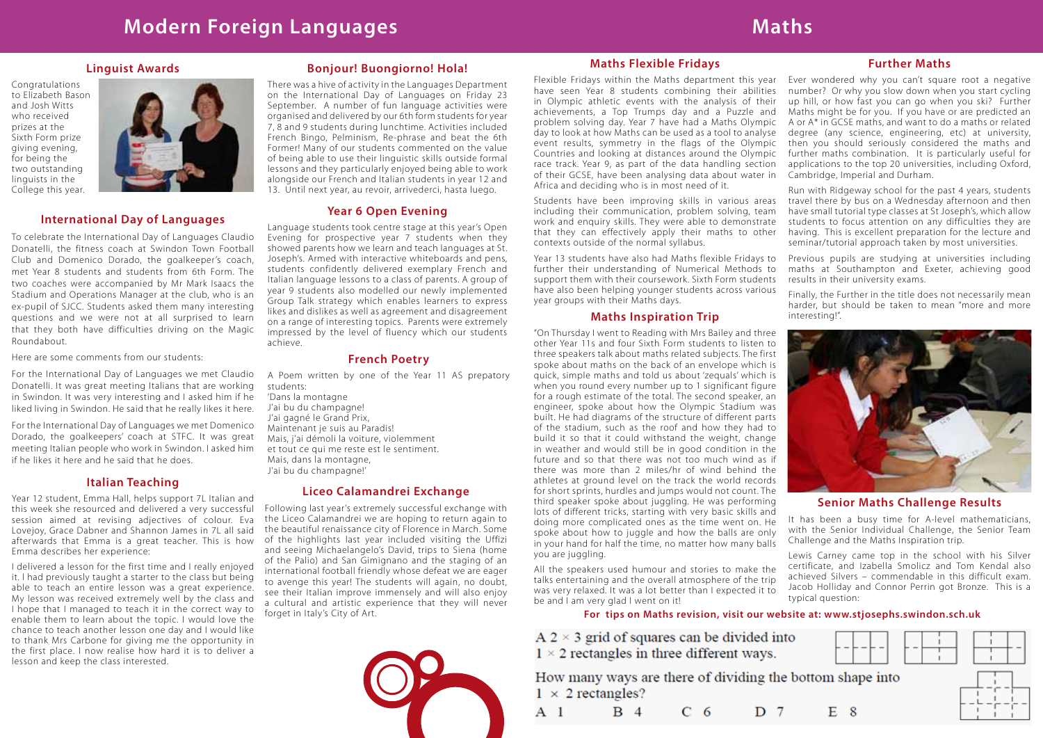# Modern Foreign Languages

## Linguist Awards

Congratulations to Elizabeth Bason and Josh Witts who received prizes at the Sixth Form prize giving evening, for being the two outstanding linguists in the College this year.

## International Day of Languages

To celebrate the International Day of Languages Claudio Donatelli, the fitness coach at Swindon Town Football Club and Domenico Dorado, the goalkeeper's coach, met Year 8 students and students from 6th Form. The two coaches were accompanied by Mr Mark Isaacs the Stadium and Operations Manager at the club, who is an ex-pupil of SJCC. Students asked them many interesting questions and we were not at all surprised to learn that they both have difficulties driving on the Magic Roundabout.

Here are some comments from our students:

For the International Day of Languages we met Claudio Donatelli. It was great meeting Italians that are working in Swindon. It was very interesting and I asked him if he liked living in Swindon. He said that he really likes it here.

For the International Day of Languages we met Domenico Dorado, the goalkeepers' coach at STFC. It was great meeting Italian people who work in Swindon. I asked him if he likes it here and he said that he does.

## Italian Teaching

Year 12 student, Emma Hall, helps support 7L Italian and this week she resourced and delivered a very successful session aimed at revising adjectives of colour. Eva Lovejoy, Grace Dabner and Shannon James in 7L all said afterwards that Emma is a great teacher. This is how Emma describes her experience:

I delivered a lesson for the first time and I really enjoyed it. I had previously taught a starter to the class but being able to teach an entire lesson was a great experience. My lesson was received extremely well by the class and I hope that I managed to teach it in the correct way to enable them to learn about the topic. I would love the chance to teach another lesson one day and I would like to thank Mrs Carbone for giving me the opportunity in the first place. I now realise how hard it is to deliver a lesson and keep the class interested.

## Bonjour! Buongiorno! Hola!

There was a hive of activity in the Languages Department on the International Day of Languages on Friday 23 September. A number of fun language activities were organised and delivered by our 6th form students for year 7, 8 and 9 students during lunchtime. Activities included French Bingo, Pelminism, Re-phrase and beat the 6th Former! Many of our students commented on the value of being able to use their linguistic skills outside formal lessons and they particularly enjoyed being able to work alongside our French and Italian students in year 12 and 13. Until next year, au revoir, arrivederci, hasta luego.

## Year 6 Open Evening

Language students took centre stage at this year's Open Evening for prospective year 7 students when they showed parents how we learn and teach languages at St. Joseph's. Armed with interactive whiteboards and pens, students confidently delivered exemplary French and Italian language lessons to a class of parents. A group of year 9 students also modelled our newly implemented Group Talk strategy which enables learners to express likes and dislikes as well as agreement and disagreement on a range of interesting topics. Parents were extremely impressed by the level of fluency which our students achieve.

## French Poetry

A Poem written by one of the Year 11 AS prepatory students:

'Dans la montagne  
J'ai bu du champagne!  
J'ai gagné le Grand Prix,  
Maintenant je suis au Paradis!  
Mais, j'ai démoli la voiture, violemment  
et tout ce qui me reste est le sentiment.  
Mais, dans la montagne,  
J'ai bu du champagne!'

## Liceo Calamandrei Exchange

Following last year's extremely successful exchange with the Liceo Calamandrei we are hoping to return again to the beautiful renaissance city of Florence in March. Some of the highlights last year included visiting the Uffizi and seeing Michaelangelo's David, trips to Siena (home of the Palio) and San Gimignano and the staging of an international football friendly whose defeat we are eager to avenge this year! The students will again, no doubt, see their Italian improve immensely and will also enjoy a cultural and artistic experience that they will never forget in Italy's City of Art.

# Maths

## Maths Flexible Fridays

Flexible Fridays within the Maths department this year have seen Year 8 students combining their abilities in Olympic athletic events with the analysis of their achievements, a Top Trumps day and a Puzzle and problem solving day. Year 7 have had a Maths Olympic day to look at how Maths can be used as a tool to analyse event results, symmetry in the flags of the Olympic Countries and looking at distances around the Olympic race track. Year 9, as part of the data handling section of their GCSE, have been analysing data about water in Africa and deciding who is in most need of it.

Students have been improving skills in various areas including their communication, problem solving, team work and enquiry skills. They were able to demonstrate that they can effectively apply their maths to other contexts outside of the normal syllabus.

Year 13 students have also had Maths flexible Fridays to further their understanding of Numerical Methods to support them with their coursework. Sixth Form students have also been helping younger students across various year groups with their Maths days.

## Maths Inspiration Trip

"On Thursday I went to Reading with Mrs Bailey and three other Year 11s and four Sixth Form students to listen to three speakers talk about maths related subjects. The first spoke about maths on the back of an envelope which is quick, simple maths and told us about 'zequals' which is when you round every number up to 1 significant figure for a rough estimate of the total. The second speaker, an engineer, spoke about how the Olympic Stadium was built. He had diagrams of the structure of different parts of the stadium, such as the roof and how they had to build it so that it could withstand the weight, change in weather and would still be in good condition in the future and so that there was not too much wind as if there was more than 2 miles/hr of wind behind the athletes at ground level on the track the world records for short sprints, hurdles and jumps would not count. The third speaker spoke about juggling. He was performing lots of different tricks, starting with very basic skills and doing more complicated ones as the time went on. He spoke about how to juggle and how the balls are only in your hand for half the time, no matter how many balls you are juggling.

All the speakers used humour and stories to make the talks entertaining and the overall atmosphere of the trip was very relaxed. It was a lot better than I expected it to be and I am very glad I went on it!

## Further Maths

Ever wondered why you can't square root a negative number? Or why you slow down when you start cycling up hill, or how fast you can go when you ski? Further Maths might be for you. If you have or are predicted an A or A* in GCSE maths, and want to do a maths or related degree (any science, engineering, etc) at university, then you should seriously consider the maths and further maths combination. It is particularly useful for applications to the top 20 universities, including Oxford, Cambridge, Imperial and Durham.

Run with Ridgeway school for the past 4 years, students travel there by bus on a Wednesday afternoon and then have small tutorial type classes at St Joseph's, which allow students to focus attention on any difficulties they are having. This is excellent preparation for the lecture and seminar/tutorial approach taken by most universities.

Previous pupils are studying at universities including maths at Southampton and Exeter, achieving good results in their university exams.

Finally, the Further in the title does not necessarily mean harder, but should be taken to mean "more and more interesting!".

## Senior Maths Challenge Results

It has been a busy time for A-level mathematicians, with the Senior Individual Challenge, the Senior Team Challenge and the Maths Inspiration trip.

Lewis Carney came top in the school with his Silver certificate, and Izabella Smolicz and Tom Kendal also achieved Silvers – commendable in this difficult exam. Jacob Holliday and Connor Perrin got Bronze. This is a typical question:

**For tips on Maths revision, visit our website at: www.stjosephs.swindon.sch.uk**

A $2 \times 3$ grid of squares can be divided into $1 \times 2$ rectangles in three different ways.

How many ways are there of dividing the bottom shape into $1 \times 2$ rectangles?

A 1 B 4 C 6 D 7 E 8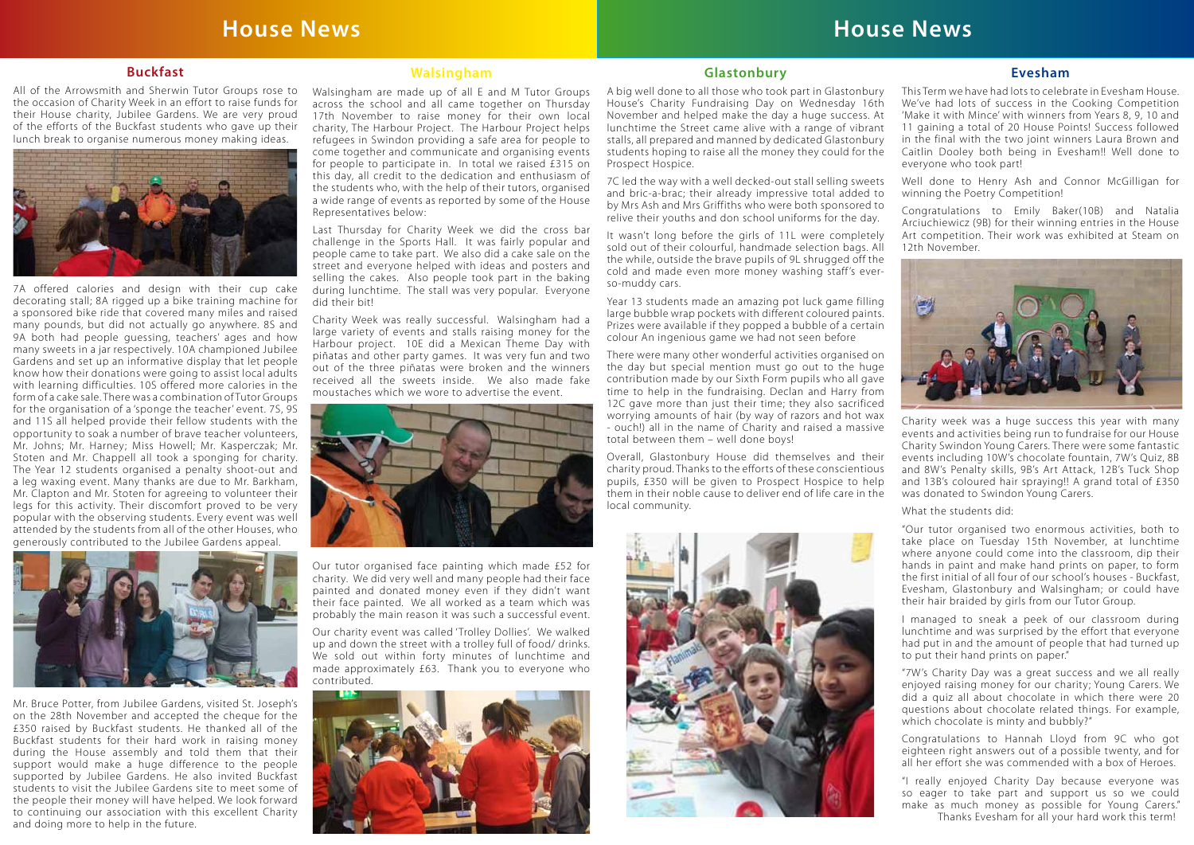# House News

## Buckfast

All of the Arrowsmith and Sherwin Tutor Groups rose to the occasion of Charity Week in an effort to raise funds for their House charity, Jubilee Gardens. We are very proud of the efforts of the Buckfast students who gave up their lunch break to organise numerous money making ideas.

7A offered calories and design with their cup cake decorating stall; 8A rigged up a bike training machine for a sponsored bike ride that covered many miles and raised many pounds, but did not actually go anywhere. 8S and 9A both had people guessing, teachers' ages and how many sweets in a jar respectively. 10A championed Jubilee Gardens and set up an informative display that let people know how their donations were going to assist local adults with learning difficulties. 10S offered more calories in the form of a cake sale. There was a combination of Tutor Groups for the organisation of a 'sponge the teacher' event. 7S, 9S and 11S all helped provide their fellow students with the opportunity to soak a number of brave teacher volunteers, Mr. Johns; Mr. Harney; Miss Howell; Mr. Kasperczak; Mr. Stoten and Mr. Chappell all took a sponging for charity. The Year 12 students organised a penalty shoot-out and a leg waxing event. Many thanks are due to Mr. Barkham, Mr. Clapton and Mr. Stoten for agreeing to volunteer their legs for this activity. Their discomfort proved to be very popular with the observing students. Every event was well attended by the students from all of the other Houses, who generously contributed to the Jubilee Gardens appeal.

Mr. Bruce Potter, from Jubilee Gardens, visited St. Joseph's on the 28th November and accepted the cheque for the £350 raised by Buckfast students. He thanked all of the Buckfast students for their hard work in raising money during the House assembly and told them that their support would make a huge difference to the people supported by Jubilee Gardens. He also invited Buckfast students to visit the Jubilee Gardens site to meet some of the people their money will have helped. We look forward to continuing our association with this excellent Charity and doing more to help in the future.

## Walsingham

Walsingham are made up of all E and M Tutor Groups across the school and all came together on Thursday 17th November to raise money for their own local charity, The Harbour Project. The Harbour Project helps refugees in Swindon providing a safe area for people to come together and communicate and organising events for people to participate in. In total we raised £315 on this day, all credit to the dedication and enthusiasm of the students who, with the help of their tutors, organised a wide range of events as reported by some of the House Representatives below:

Last Thursday for Charity Week we did the cross bar challenge in the Sports Hall. It was fairly popular and people came to take part. We also did a cake sale on the street and everyone helped with ideas and posters and selling the cakes. Also people took part in the baking during lunchtime. The stall was very popular. Everyone did their bit!

Charity Week was really successful. Walsingham had a large variety of events and stalls raising money for the Harbour project. 10E did a Mexican Theme Day with piñatas and other party games. It was very fun and two out of the three piñatas were broken and the winners received all the sweets inside. We also made fake moustaches which we wore to advertise the event.

Our tutor organised face painting which made £52 for charity. We did very well and many people had their face painted and donated money even if they didn't want their face painted. We all worked as a team which was probably the main reason it was such a successful event.

Our charity event was called 'Trolley Dollies'. We walked up and down the street with a trolley full of food/ drinks. We sold out within forty minutes of lunchtime and made approximately £63. Thank you to everyone who contributed.

## Glastonbury

A big well done to all those who took part in Glastonbury House's Charity Fundraising Day on Wednesday 16th November and helped make the day a huge success. At lunchtime the Street came alive with a range of vibrant stalls, all prepared and manned by dedicated Glastonbury students hoping to raise all the money they could for the Prospect Hospice.

7C led the way with a well decked-out stall selling sweets and bric-a-brac; their already impressive total added to by Mrs Ash and Mrs Griffiths who were both sponsored to relive their youths and don school uniforms for the day.

It wasn't long before the girls of 11L were completely sold out of their colourful, handmade selection bags. All the while, outside the brave pupils of 9L shrugged off the cold and made even more money washing staff's ever-so-muddy cars.

Year 13 students made an amazing pot luck game filling large bubble wrap pockets with different coloured paints. Prizes were available if they popped a bubble of a certain colour An ingenious game we had not seen before

There were many other wonderful activities organised on the day but special mention must go out to the huge contribution made by our Sixth Form pupils who all gave time to help in the fundraising. Declan and Harry from 12C gave more than just their time; they also sacrificed worrying amounts of hair (by way of razors and hot wax - ouch!) all in the name of Charity and raised a massive total between them – well done boys!

Overall, Glastonbury House did themselves and their charity proud. Thanks to the efforts of these conscientious pupils, £350 will be given to Prospect Hospice to help them in their noble cause to deliver end of life care in the local community.

## Evesham

This Term we have had lots to celebrate in Evesham House. We've had lots of success in the Cooking Competition 'Make it with Mince' with winners from Years 8, 9, 10 and 11 gaining a total of 20 House Points! Success followed in the final with the two joint winners Laura Brown and Caitlin Dooley both being in Evesham!! Well done to everyone who took part!

Well done to Henry Ash and Connor McGilligan for winning the Poetry Competition!

Congratulations to Emily Baker(10B) and Natalia Arciuchiewicz (9B) for their winning entries in the House Art competition. Their work was exhibited at Steam on 12th November.

Charity week was a huge success this year with many events and activities being run to fundraise for our House Charity Swindon Young Carers. There were some fantastic events including 10W's chocolate fountain, 7W's Quiz, 8B and 8W's Penalty skills, 9B's Art Attack, 12B's Tuck Shop and 13B's coloured hair spraying!! A grand total of £350 was donated to Swindon Young Carers.

What the students did:

"Our tutor organised two enormous activities, both to take place on Tuesday 15th November, at lunchtime where anyone could come into the classroom, dip their hands in paint and make hand prints on paper, to form the first initial of all four of our school's houses - Buckfast, Evesham, Glastonbury and Walsingham; or could have their hair braided by girls from our Tutor Group.

I managed to sneak a peek of our classroom during lunchtime and was surprised by the effort that everyone had put in and the amount of people that had turned up to put their hand prints on paper."

"7W's Charity Day was a great success and we all really enjoyed raising money for our charity; Young Carers. We did a quiz all about chocolate in which there were 20 questions about chocolate related things. For example, which chocolate is minty and bubbly?"

Congratulations to Hannah Lloyd from 9C who got eighteen right answers out of a possible twenty, and for all her effort she was commended with a box of Heroes.

"I really enjoyed Charity Day because everyone was so eager to take part and support us so we could make as much money as possible for Young Carers."

Thanks Evesham for all your hard work this term!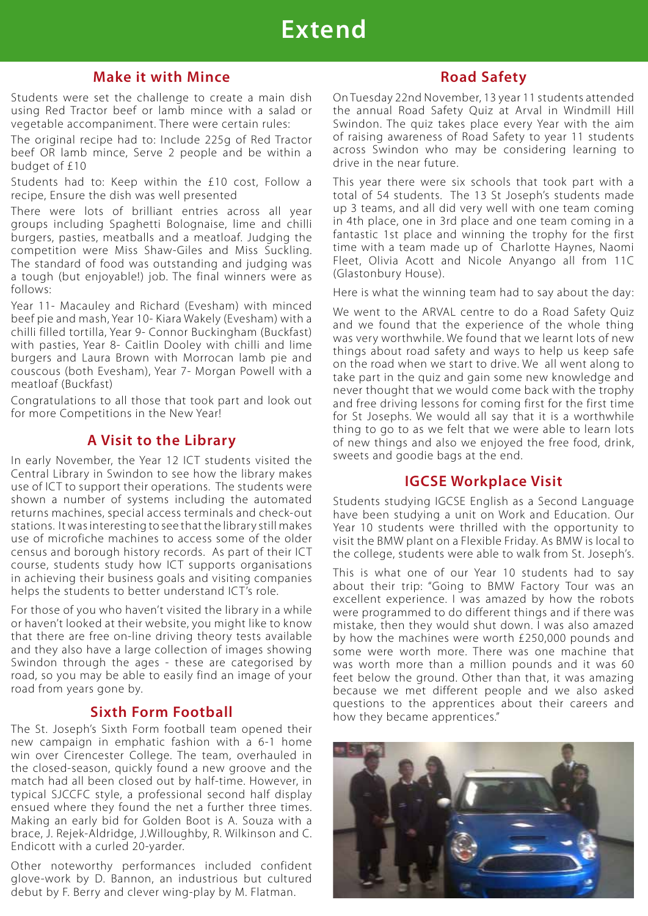# Extend

## Make it with Mince

Students were set the challenge to create a main dish using Red Tractor beef or lamb mince with a salad or vegetable accompaniment. There were certain rules:

The original recipe had to: Include 225g of Red Tractor beef OR lamb mince, Serve 2 people and be within a budget of £10

Students had to: Keep within the £10 cost, Follow a recipe, Ensure the dish was well presented

There were lots of brilliant entries across all year groups including Spaghetti Bolognaise, lime and chilli burgers, pasties, meatballs and a meatloaf. Judging the competition were Miss Shaw-Giles and Miss Suckling. The standard of food was outstanding and judging was a tough (but enjoyable!) job. The final winners were as follows:

Year 11- Macauley and Richard (Evesham) with minced beef pie and mash, Year 10- Kiara Wakely (Evesham) with a chilli filled tortilla, Year 9- Connor Buckingham (Buckfast) with pasties, Year 8- Caitlin Dooley with chilli and lime burgers and Laura Brown with Morrocan lamb pie and couscous (both Evesham), Year 7- Morgan Powell with a meatloaf (Buckfast)

Congratulations to all those that took part and look out for more Competitions in the New Year!

## A Visit to the Library

In early November, the Year 12 ICT students visited the Central Library in Swindon to see how the library makes use of ICT to support their operations. The students were shown a number of systems including the automated returns machines, special access terminals and check-out stations. It was interesting to see that the library still makes use of microfiche machines to access some of the older census and borough history records. As part of their ICT course, students study how ICT supports organisations in achieving their business goals and visiting companies helps the students to better understand ICT's role.

For those of you who haven't visited the library in a while or haven't looked at their website, you might like to know that there are free on-line driving theory tests available and they also have a large collection of images showing Swindon through the ages - these are categorised by road, so you may be able to easily find an image of your road from years gone by.

## Sixth Form Football

The St. Joseph's Sixth Form football team opened their new campaign in emphatic fashion with a 6-1 home win over Cirencester College. The team, overhauled in the closed-season, quickly found a new groove and the match had all been closed out by half-time. However, in typical SJCCFC style, a professional second half display ensued where they found the net a further three times. Making an early bid for Golden Boot is A. Souza with a brace, J. Rejek-Aldridge, J.Willoughby, R. Wilkinson and C. Endicott with a curled 20-yarder.

Other noteworthy performances included confident glove-work by D. Bannon, an industrious but cultured debut by F. Berry and clever wing-play by M. Flatman.

## Road Safety

On Tuesday 22nd November, 13 year 11 students attended the annual Road Safety Quiz at Arval in Windmill Hill Swindon. The quiz takes place every Year with the aim of raising awareness of Road Safety to year 11 students across Swindon who may be considering learning to drive in the near future.

This year there were six schools that took part with a total of 54 students. The 13 St Joseph's students made up 3 teams, and all did very well with one team coming in 4th place, one in 3rd place and one team coming in a fantastic 1st place and winning the trophy for the first time with a team made up of Charlotte Haynes, Naomi Fleet, Olivia Acott and Nicole Anyango all from 11C (Glastonbury House).

Here is what the winning team had to say about the day:

We went to the ARVAL centre to do a Road Safety Quiz and we found that the experience of the whole thing was very worthwhile. We found that we learnt lots of new things about road safety and ways to help us keep safe on the road when we start to drive. We all went along to take part in the quiz and gain some new knowledge and never thought that we would come back with the trophy and free driving lessons for coming first for the first time for St Josephs. We would all say that it is a worthwhile thing to go to as we felt that we were able to learn lots of new things and also we enjoyed the free food, drink, sweets and goodie bags at the end.

## IGCSE Workplace Visit

Students studying IGCSE English as a Second Language have been studying a unit on Work and Education. Our Year 10 students were thrilled with the opportunity to visit the BMW plant on a Flexible Friday. As BMW is local to the college, students were able to walk from St. Joseph's.

This is what one of our Year 10 students had to say about their trip: "Going to BMW Factory Tour was an excellent experience. I was amazed by how the robots were programmed to do different things and if there was mistake, then they would shut down. I was also amazed by how the machines were worth £250,000 pounds and some were worth more. There was one machine that was worth more than a million pounds and it was 60 feet below the ground. Other than that, it was amazing because we met different people and we also asked questions to the apprentices about their careers and how they became apprentices."